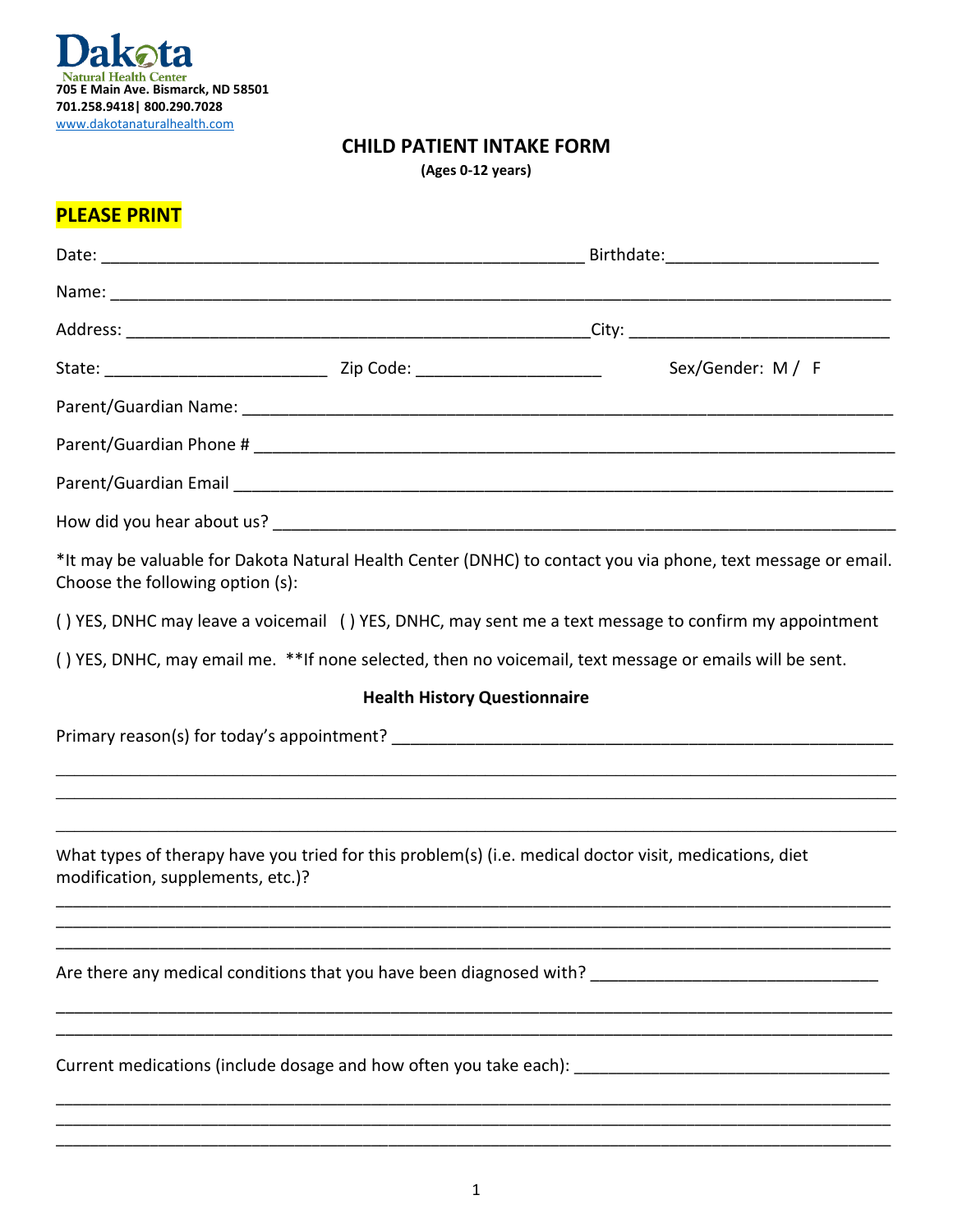Dakota Natural Health Center
705 E Main Ave. Bismarck, ND 58501
701.258.9418| 800.290.7028
www.dakotanaturalhealth.com

# CHILD PATIENT INTAKE FORM

**(Ages 0-12 years)**

**PLEASE PRINT**

Date: ______________________________________________ Birthdate:____________________

Name: ___________________________________________________________________________

Address: ___________________________________________City: ________________________

State: ______________________ Zip Code: __________________ Sex/Gender: M / F

Parent/Guardian Name: ________________________________________________________________

Parent/Guardian Phone # _______________________________________________________________

Parent/Guardian Email _________________________________________________________________

How did you hear about us? ____________________________________________________________

*It may be valuable for Dakota Natural Health Center (DNHC) to contact you via phone, text message or email. Choose the following option (s):

( ) YES, DNHC may leave a voicemail ( ) YES, DNHC, may sent me a text message to confirm my appointment

( ) YES, DNHC, may email me. **If none selected, then no voicemail, text message or emails will be sent.

## Health History Questionnaire

Primary reason(s) for today's appointment? ______________________________________________

_____________________________________________________________________________________

_____________________________________________________________________________________

_____________________________________________________________________________________

What types of therapy have you tried for this problem(s) (i.e. medical doctor visit, medications, diet modification, supplements, etc.)?

_____________________________________________________________________________________

_____________________________________________________________________________________

_____________________________________________________________________________________

Are there any medical conditions that you have been diagnosed with? __________________________

_____________________________________________________________________________________

_____________________________________________________________________________________

Current medications (include dosage and how often you take each): ___________________________

_____________________________________________________________________________________

_____________________________________________________________________________________

_____________________________________________________________________________________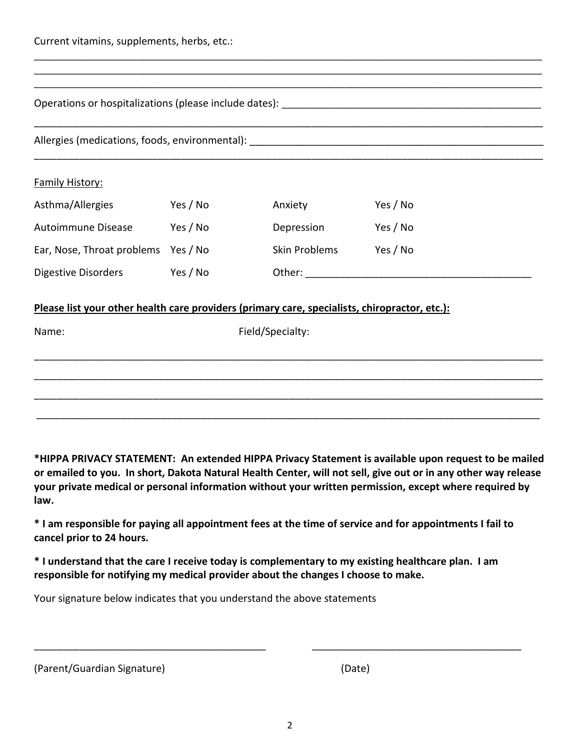Current vitamins, supplements, herbs, etc.:

\_\_\_\_\_\_\_\_\_\_\_\_\_\_\_\_\_\_\_\_\_\_\_\_\_\_\_\_\_\_\_\_\_\_\_\_\_\_\_\_\_\_\_\_\_\_\_\_\_\_\_\_\_\_\_\_\_\_\_\_\_\_\_\_\_\_\_\_\_\_\_\_\_\_\_\_\_\_\_\_\_\_\_\_\_\_\_\_\_\_\_\_\_\_\_\_

\_\_\_\_\_\_\_\_\_\_\_\_\_\_\_\_\_\_\_\_\_\_\_\_\_\_\_\_\_\_\_\_\_\_\_\_\_\_\_\_\_\_\_\_\_\_\_\_\_\_\_\_\_\_\_\_\_\_\_\_\_\_\_\_\_\_\_\_\_\_\_\_\_\_\_\_\_\_\_\_\_\_\_\_\_\_\_\_\_\_\_\_\_\_\_\_

\_\_\_\_\_\_\_\_\_\_\_\_\_\_\_\_\_\_\_\_\_\_\_\_\_\_\_\_\_\_\_\_\_\_\_\_\_\_\_\_\_\_\_\_\_\_\_\_\_\_\_\_\_\_\_\_\_\_\_\_\_\_\_\_\_\_\_\_\_\_\_\_\_\_\_\_\_\_\_\_\_\_\_\_\_\_\_\_\_\_\_\_\_\_\_\_

Operations or hospitalizations (please include dates): \_\_\_\_\_\_\_\_\_\_\_\_\_\_\_\_\_\_\_\_\_\_\_\_\_\_\_\_\_\_\_\_\_\_\_\_\_\_\_\_\_\_\_\_\_\_

\_\_\_\_\_\_\_\_\_\_\_\_\_\_\_\_\_\_\_\_\_\_\_\_\_\_\_\_\_\_\_\_\_\_\_\_\_\_\_\_\_\_\_\_\_\_\_\_\_\_\_\_\_\_\_\_\_\_\_\_\_\_\_\_\_\_\_\_\_\_\_\_\_\_\_\_\_\_\_\_\_\_\_\_\_\_\_\_\_\_\_\_\_\_\_\_

Allergies (medications, foods, environmental): \_\_\_\_\_\_\_\_\_\_\_\_\_\_\_\_\_\_\_\_\_\_\_\_\_\_\_\_\_\_\_\_\_\_\_\_\_\_\_\_\_\_\_\_\_\_\_\_\_\_\_\_\_\_

\_\_\_\_\_\_\_\_\_\_\_\_\_\_\_\_\_\_\_\_\_\_\_\_\_\_\_\_\_\_\_\_\_\_\_\_\_\_\_\_\_\_\_\_\_\_\_\_\_\_\_\_\_\_\_\_\_\_\_\_\_\_\_\_\_\_\_\_\_\_\_\_\_\_\_\_\_\_\_\_\_\_\_\_\_\_\_\_\_\_\_\_\_\_\_\_

<u>Family History:</u>

| | | | |
|---|---|---|---|
| Asthma/Allergies | Yes / No | Anxiety | Yes / No |
| Autoimmune Disease | Yes / No | Depression | Yes / No |
| Ear, Nose, Throat problems | Yes / No | Skin Problems | Yes / No |
| Digestive Disorders | Yes / No | Other: \_\_\_\_\_\_\_\_\_\_\_\_\_\_\_\_\_\_\_\_\_\_\_\_\_\_\_\_\_\_\_\_\_\_\_\_\_\_\_\_ | |

**<u>Please list your other health care providers (primary care, specialists, chiropractor, etc.):</u>**

Name: Field/Specialty:

\_\_\_\_\_\_\_\_\_\_\_\_\_\_\_\_\_\_\_\_\_\_\_\_\_\_\_\_\_\_\_\_\_\_\_\_\_\_\_\_\_\_\_\_\_\_\_\_\_\_\_\_\_\_\_\_\_\_\_\_\_\_\_\_\_\_\_\_\_\_\_\_\_\_\_\_\_\_\_\_\_\_\_\_\_\_\_\_\_\_\_\_\_\_\_\_

\_\_\_\_\_\_\_\_\_\_\_\_\_\_\_\_\_\_\_\_\_\_\_\_\_\_\_\_\_\_\_\_\_\_\_\_\_\_\_\_\_\_\_\_\_\_\_\_\_\_\_\_\_\_\_\_\_\_\_\_\_\_\_\_\_\_\_\_\_\_\_\_\_\_\_\_\_\_\_\_\_\_\_\_\_\_\_\_\_\_\_\_\_\_\_\_

\_\_\_\_\_\_\_\_\_\_\_\_\_\_\_\_\_\_\_\_\_\_\_\_\_\_\_\_\_\_\_\_\_\_\_\_\_\_\_\_\_\_\_\_\_\_\_\_\_\_\_\_\_\_\_\_\_\_\_\_\_\_\_\_\_\_\_\_\_\_\_\_\_\_\_\_\_\_\_\_\_\_\_\_\_\_\_\_\_\_\_\_\_\_\_\_

\_\_\_\_\_\_\_\_\_\_\_\_\_\_\_\_\_\_\_\_\_\_\_\_\_\_\_\_\_\_\_\_\_\_\_\_\_\_\_\_\_\_\_\_\_\_\_\_\_\_\_\_\_\_\_\_\_\_\_\_\_\_\_\_\_\_\_\_\_\_\_\_\_\_\_\_\_\_\_\_\_\_\_\_\_\_\_\_\_\_\_\_\_\_\_\_

**\*HIPPA PRIVACY STATEMENT: An extended HIPPA Privacy Statement is available upon request to be mailed or emailed to you. In short, Dakota Natural Health Center, will not sell, give out or in any other way release your private medical or personal information without your written permission, except where required by law.**

**\* I am responsible for paying all appointment fees at the time of service and for appointments I fail to cancel prior to 24 hours.**

**\* I understand that the care I receive today is complementary to my existing healthcare plan. I am responsible for notifying my medical provider about the changes I choose to make.**

Your signature below indicates that you understand the above statements

\_\_\_\_\_\_\_\_\_\_\_\_\_\_\_\_\_\_\_\_\_\_\_\_\_\_\_\_\_\_\_\_\_\_\_\_\_\_\_\_\_\_ \_\_\_\_\_\_\_\_\_\_\_\_\_\_\_\_\_\_\_\_\_\_\_\_\_\_\_\_\_\_\_\_\_\_\_\_\_\_

(Parent/Guardian Signature) (Date)